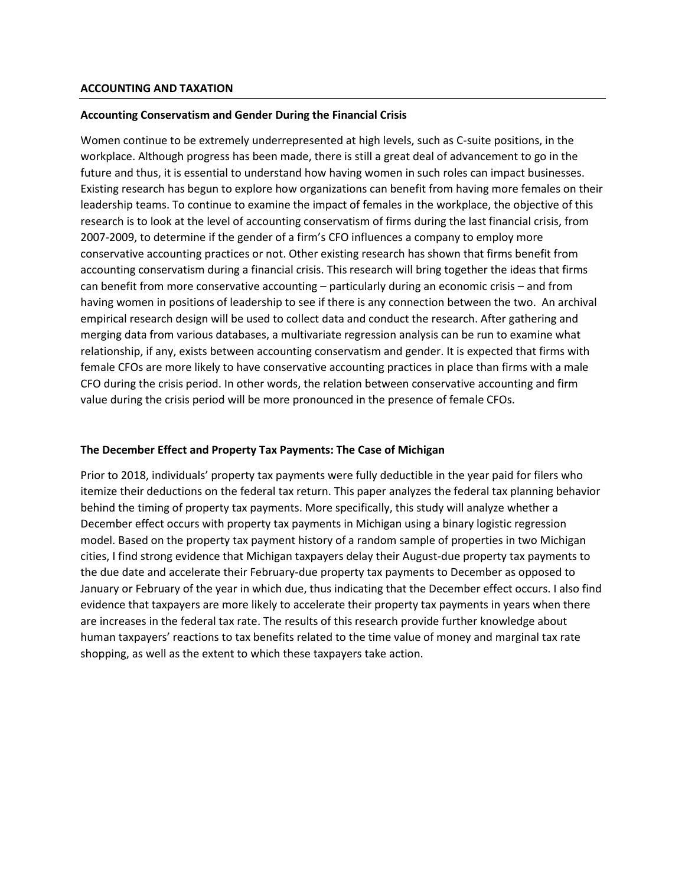## ACCOUNTING AND TAXATION

### Accounting Conservatism and Gender During the Financial Crisis

Women continue to be extremely underrepresented at high levels, such as C-suite positions, in the workplace. Although progress has been made, there is still a great deal of advancement to go in the future and thus, it is essential to understand how having women in such roles can impact businesses. Existing research has begun to explore how organizations can benefit from having more females on their leadership teams. To continue to examine the impact of females in the workplace, the objective of this research is to look at the level of accounting conservatism of firms during the last financial crisis, from 2007-2009, to determine if the gender of a firm's CFO influences a company to employ more conservative accounting practices or not. Other existing research has shown that firms benefit from accounting conservatism during a financial crisis. This research will bring together the ideas that firms can benefit from more conservative accounting – particularly during an economic crisis – and from having women in positions of leadership to see if there is any connection between the two. An archival empirical research design will be used to collect data and conduct the research. After gathering and merging data from various databases, a multivariate regression analysis can be run to examine what relationship, if any, exists between accounting conservatism and gender. It is expected that firms with female CFOs are more likely to have conservative accounting practices in place than firms with a male CFO during the crisis period. In other words, the relation between conservative accounting and firm value during the crisis period will be more pronounced in the presence of female CFOs.

### The December Effect and Property Tax Payments: The Case of Michigan

Prior to 2018, individuals' property tax payments were fully deductible in the year paid for filers who itemize their deductions on the federal tax return. This paper analyzes the federal tax planning behavior behind the timing of property tax payments. More specifically, this study will analyze whether a December effect occurs with property tax payments in Michigan using a binary logistic regression model. Based on the property tax payment history of a random sample of properties in two Michigan cities, I find strong evidence that Michigan taxpayers delay their August-due property tax payments to the due date and accelerate their February-due property tax payments to December as opposed to January or February of the year in which due, thus indicating that the December effect occurs. I also find evidence that taxpayers are more likely to accelerate their property tax payments in years when there are increases in the federal tax rate. The results of this research provide further knowledge about human taxpayers' reactions to tax benefits related to the time value of money and marginal tax rate shopping, as well as the extent to which these taxpayers take action.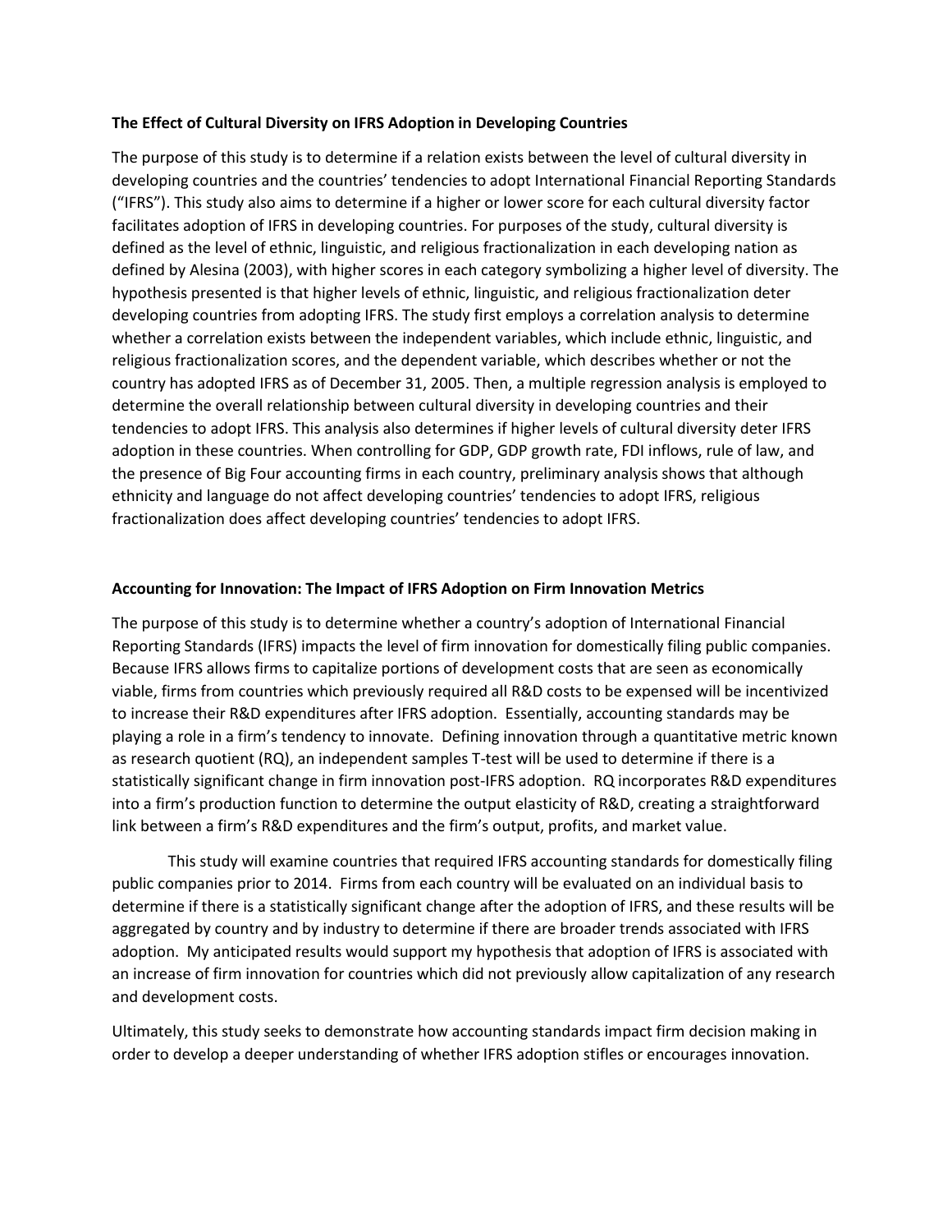**The Effect of Cultural Diversity on IFRS Adoption in Developing Countries**

The purpose of this study is to determine if a relation exists between the level of cultural diversity in developing countries and the countries' tendencies to adopt International Financial Reporting Standards ("IFRS"). This study also aims to determine if a higher or lower score for each cultural diversity factor facilitates adoption of IFRS in developing countries. For purposes of the study, cultural diversity is defined as the level of ethnic, linguistic, and religious fractionalization in each developing nation as defined by Alesina (2003), with higher scores in each category symbolizing a higher level of diversity. The hypothesis presented is that higher levels of ethnic, linguistic, and religious fractionalization deter developing countries from adopting IFRS. The study first employs a correlation analysis to determine whether a correlation exists between the independent variables, which include ethnic, linguistic, and religious fractionalization scores, and the dependent variable, which describes whether or not the country has adopted IFRS as of December 31, 2005. Then, a multiple regression analysis is employed to determine the overall relationship between cultural diversity in developing countries and their tendencies to adopt IFRS. This analysis also determines if higher levels of cultural diversity deter IFRS adoption in these countries. When controlling for GDP, GDP growth rate, FDI inflows, rule of law, and the presence of Big Four accounting firms in each country, preliminary analysis shows that although ethnicity and language do not affect developing countries' tendencies to adopt IFRS, religious fractionalization does affect developing countries' tendencies to adopt IFRS.

**Accounting for Innovation: The Impact of IFRS Adoption on Firm Innovation Metrics**

The purpose of this study is to determine whether a country's adoption of International Financial Reporting Standards (IFRS) impacts the level of firm innovation for domestically filing public companies. Because IFRS allows firms to capitalize portions of development costs that are seen as economically viable, firms from countries which previously required all R&D costs to be expensed will be incentivized to increase their R&D expenditures after IFRS adoption. Essentially, accounting standards may be playing a role in a firm's tendency to innovate. Defining innovation through a quantitative metric known as research quotient (RQ), an independent samples T-test will be used to determine if there is a statistically significant change in firm innovation post-IFRS adoption. RQ incorporates R&D expenditures into a firm's production function to determine the output elasticity of R&D, creating a straightforward link between a firm's R&D expenditures and the firm's output, profits, and market value.

This study will examine countries that required IFRS accounting standards for domestically filing public companies prior to 2014. Firms from each country will be evaluated on an individual basis to determine if there is a statistically significant change after the adoption of IFRS, and these results will be aggregated by country and by industry to determine if there are broader trends associated with IFRS adoption. My anticipated results would support my hypothesis that adoption of IFRS is associated with an increase of firm innovation for countries which did not previously allow capitalization of any research and development costs.

Ultimately, this study seeks to demonstrate how accounting standards impact firm decision making in order to develop a deeper understanding of whether IFRS adoption stifles or encourages innovation.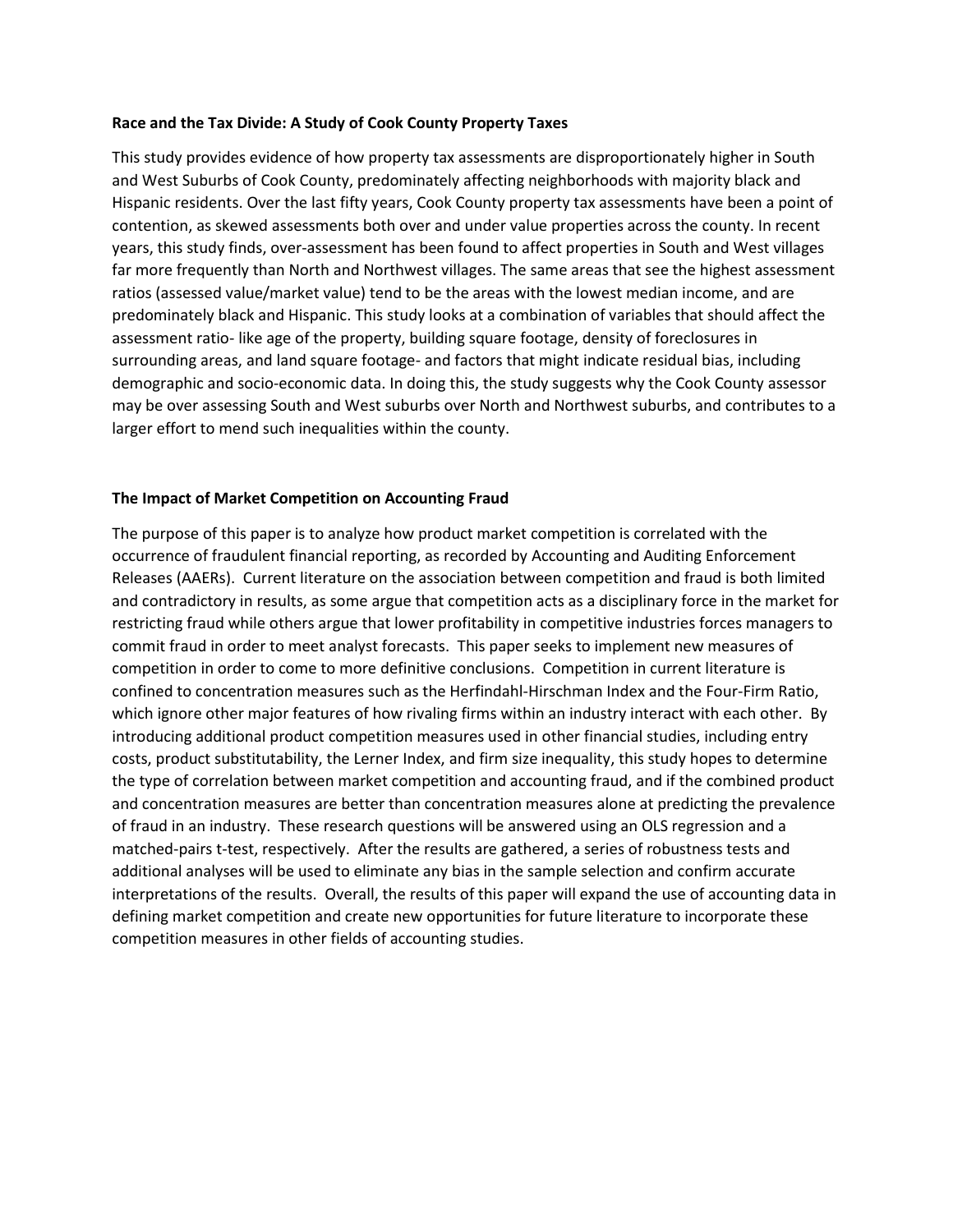**Race and the Tax Divide: A Study of Cook County Property Taxes**

This study provides evidence of how property tax assessments are disproportionately higher in South and West Suburbs of Cook County, predominately affecting neighborhoods with majority black and Hispanic residents. Over the last fifty years, Cook County property tax assessments have been a point of contention, as skewed assessments both over and under value properties across the county. In recent years, this study finds, over-assessment has been found to affect properties in South and West villages far more frequently than North and Northwest villages. The same areas that see the highest assessment ratios (assessed value/market value) tend to be the areas with the lowest median income, and are predominately black and Hispanic. This study looks at a combination of variables that should affect the assessment ratio- like age of the property, building square footage, density of foreclosures in surrounding areas, and land square footage- and factors that might indicate residual bias, including demographic and socio-economic data. In doing this, the study suggests why the Cook County assessor may be over assessing South and West suburbs over North and Northwest suburbs, and contributes to a larger effort to mend such inequalities within the county.

**The Impact of Market Competition on Accounting Fraud**

The purpose of this paper is to analyze how product market competition is correlated with the occurrence of fraudulent financial reporting, as recorded by Accounting and Auditing Enforcement Releases (AAERs). Current literature on the association between competition and fraud is both limited and contradictory in results, as some argue that competition acts as a disciplinary force in the market for restricting fraud while others argue that lower profitability in competitive industries forces managers to commit fraud in order to meet analyst forecasts. This paper seeks to implement new measures of competition in order to come to more definitive conclusions. Competition in current literature is confined to concentration measures such as the Herfindahl-Hirschman Index and the Four-Firm Ratio, which ignore other major features of how rivaling firms within an industry interact with each other. By introducing additional product competition measures used in other financial studies, including entry costs, product substitutability, the Lerner Index, and firm size inequality, this study hopes to determine the type of correlation between market competition and accounting fraud, and if the combined product and concentration measures are better than concentration measures alone at predicting the prevalence of fraud in an industry. These research questions will be answered using an OLS regression and a matched-pairs t-test, respectively. After the results are gathered, a series of robustness tests and additional analyses will be used to eliminate any bias in the sample selection and confirm accurate interpretations of the results. Overall, the results of this paper will expand the use of accounting data in defining market competition and create new opportunities for future literature to incorporate these competition measures in other fields of accounting studies.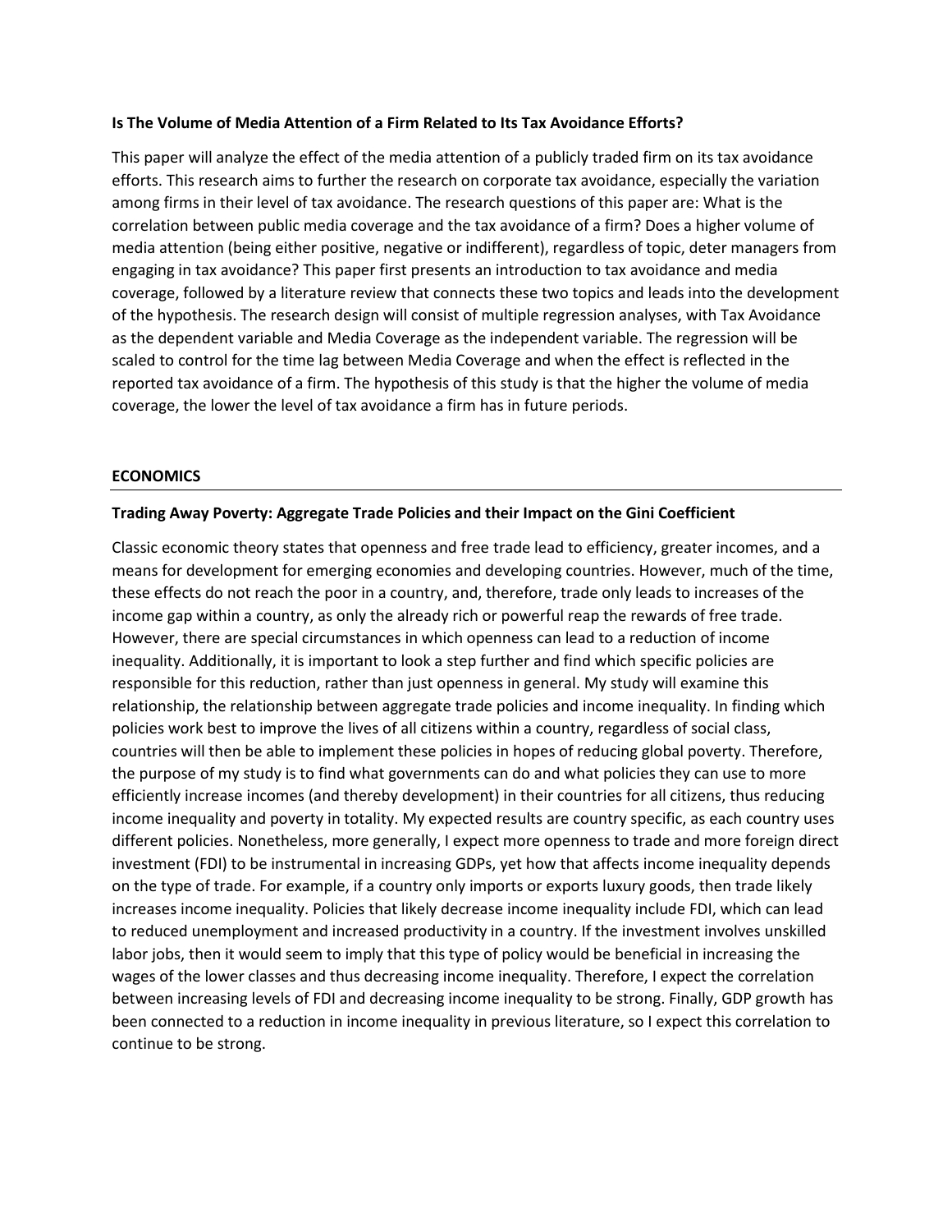### Is The Volume of Media Attention of a Firm Related to Its Tax Avoidance Efforts?

This paper will analyze the effect of the media attention of a publicly traded firm on its tax avoidance efforts. This research aims to further the research on corporate tax avoidance, especially the variation among firms in their level of tax avoidance. The research questions of this paper are: What is the correlation between public media coverage and the tax avoidance of a firm? Does a higher volume of media attention (being either positive, negative or indifferent), regardless of topic, deter managers from engaging in tax avoidance? This paper first presents an introduction to tax avoidance and media coverage, followed by a literature review that connects these two topics and leads into the development of the hypothesis. The research design will consist of multiple regression analyses, with Tax Avoidance as the dependent variable and Media Coverage as the independent variable. The regression will be scaled to control for the time lag between Media Coverage and when the effect is reflected in the reported tax avoidance of a firm. The hypothesis of this study is that the higher the volume of media coverage, the lower the level of tax avoidance a firm has in future periods.

## ECONOMICS

### Trading Away Poverty: Aggregate Trade Policies and their Impact on the Gini Coefficient

Classic economic theory states that openness and free trade lead to efficiency, greater incomes, and a means for development for emerging economies and developing countries. However, much of the time, these effects do not reach the poor in a country, and, therefore, trade only leads to increases of the income gap within a country, as only the already rich or powerful reap the rewards of free trade. However, there are special circumstances in which openness can lead to a reduction of income inequality. Additionally, it is important to look a step further and find which specific policies are responsible for this reduction, rather than just openness in general. My study will examine this relationship, the relationship between aggregate trade policies and income inequality. In finding which policies work best to improve the lives of all citizens within a country, regardless of social class, countries will then be able to implement these policies in hopes of reducing global poverty. Therefore, the purpose of my study is to find what governments can do and what policies they can use to more efficiently increase incomes (and thereby development) in their countries for all citizens, thus reducing income inequality and poverty in totality. My expected results are country specific, as each country uses different policies. Nonetheless, more generally, I expect more openness to trade and more foreign direct investment (FDI) to be instrumental in increasing GDPs, yet how that affects income inequality depends on the type of trade. For example, if a country only imports or exports luxury goods, then trade likely increases income inequality. Policies that likely decrease income inequality include FDI, which can lead to reduced unemployment and increased productivity in a country. If the investment involves unskilled labor jobs, then it would seem to imply that this type of policy would be beneficial in increasing the wages of the lower classes and thus decreasing income inequality. Therefore, I expect the correlation between increasing levels of FDI and decreasing income inequality to be strong. Finally, GDP growth has been connected to a reduction in income inequality in previous literature, so I expect this correlation to continue to be strong.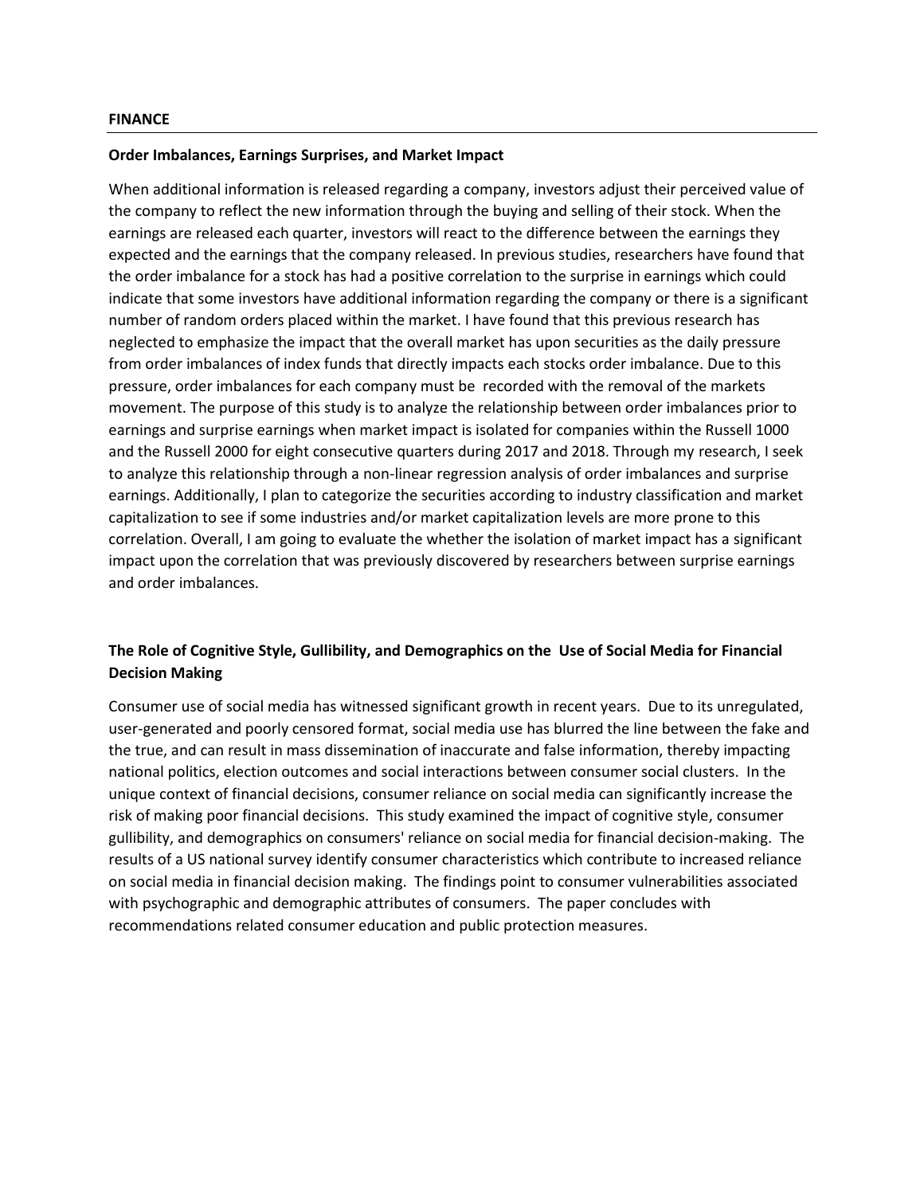## FINANCE

### Order Imbalances, Earnings Surprises, and Market Impact

When additional information is released regarding a company, investors adjust their perceived value of the company to reflect the new information through the buying and selling of their stock. When the earnings are released each quarter, investors will react to the difference between the earnings they expected and the earnings that the company released. In previous studies, researchers have found that the order imbalance for a stock has had a positive correlation to the surprise in earnings which could indicate that some investors have additional information regarding the company or there is a significant number of random orders placed within the market. I have found that this previous research has neglected to emphasize the impact that the overall market has upon securities as the daily pressure from order imbalances of index funds that directly impacts each stocks order imbalance. Due to this pressure, order imbalances for each company must be recorded with the removal of the markets movement. The purpose of this study is to analyze the relationship between order imbalances prior to earnings and surprise earnings when market impact is isolated for companies within the Russell 1000 and the Russell 2000 for eight consecutive quarters during 2017 and 2018. Through my research, I seek to analyze this relationship through a non-linear regression analysis of order imbalances and surprise earnings. Additionally, I plan to categorize the securities according to industry classification and market capitalization to see if some industries and/or market capitalization levels are more prone to this correlation. Overall, I am going to evaluate the whether the isolation of market impact has a significant impact upon the correlation that was previously discovered by researchers between surprise earnings and order imbalances.

### The Role of Cognitive Style, Gullibility, and Demographics on the Use of Social Media for Financial Decision Making

Consumer use of social media has witnessed significant growth in recent years. Due to its unregulated, user-generated and poorly censored format, social media use has blurred the line between the fake and the true, and can result in mass dissemination of inaccurate and false information, thereby impacting national politics, election outcomes and social interactions between consumer social clusters. In the unique context of financial decisions, consumer reliance on social media can significantly increase the risk of making poor financial decisions. This study examined the impact of cognitive style, consumer gullibility, and demographics on consumers' reliance on social media for financial decision-making. The results of a US national survey identify consumer characteristics which contribute to increased reliance on social media in financial decision making. The findings point to consumer vulnerabilities associated with psychographic and demographic attributes of consumers. The paper concludes with recommendations related consumer education and public protection measures.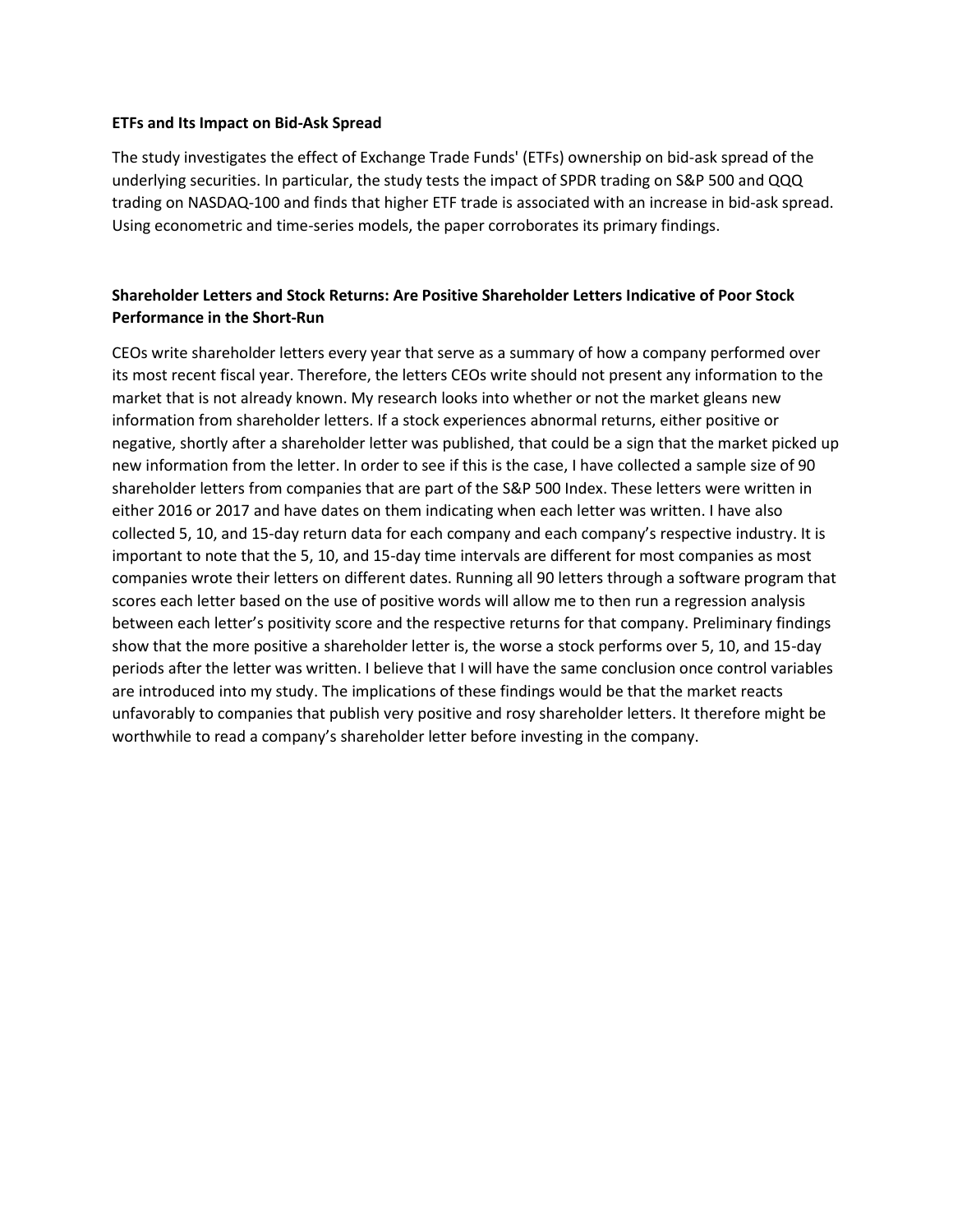**ETFs and Its Impact on Bid-Ask Spread**

The study investigates the effect of Exchange Trade Funds' (ETFs) ownership on bid-ask spread of the underlying securities. In particular, the study tests the impact of SPDR trading on S&P 500 and QQQ trading on NASDAQ-100 and finds that higher ETF trade is associated with an increase in bid-ask spread. Using econometric and time-series models, the paper corroborates its primary findings.

**Shareholder Letters and Stock Returns: Are Positive Shareholder Letters Indicative of Poor Stock Performance in the Short-Run**

CEOs write shareholder letters every year that serve as a summary of how a company performed over its most recent fiscal year. Therefore, the letters CEOs write should not present any information to the market that is not already known. My research looks into whether or not the market gleans new information from shareholder letters. If a stock experiences abnormal returns, either positive or negative, shortly after a shareholder letter was published, that could be a sign that the market picked up new information from the letter. In order to see if this is the case, I have collected a sample size of 90 shareholder letters from companies that are part of the S&P 500 Index. These letters were written in either 2016 or 2017 and have dates on them indicating when each letter was written. I have also collected 5, 10, and 15-day return data for each company and each company's respective industry. It is important to note that the 5, 10, and 15-day time intervals are different for most companies as most companies wrote their letters on different dates. Running all 90 letters through a software program that scores each letter based on the use of positive words will allow me to then run a regression analysis between each letter's positivity score and the respective returns for that company. Preliminary findings show that the more positive a shareholder letter is, the worse a stock performs over 5, 10, and 15-day periods after the letter was written. I believe that I will have the same conclusion once control variables are introduced into my study. The implications of these findings would be that the market reacts unfavorably to companies that publish very positive and rosy shareholder letters. It therefore might be worthwhile to read a company's shareholder letter before investing in the company.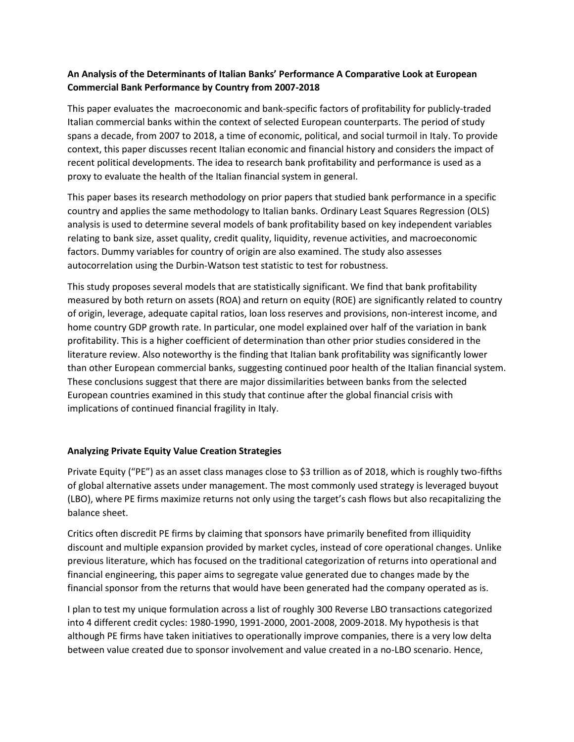### An Analysis of the Determinants of Italian Banks' Performance A Comparative Look at European Commercial Bank Performance by Country from 2007-2018

This paper evaluates the macroeconomic and bank-specific factors of profitability for publicly-traded Italian commercial banks within the context of selected European counterparts. The period of study spans a decade, from 2007 to 2018, a time of economic, political, and social turmoil in Italy. To provide context, this paper discusses recent Italian economic and financial history and considers the impact of recent political developments. The idea to research bank profitability and performance is used as a proxy to evaluate the health of the Italian financial system in general.

This paper bases its research methodology on prior papers that studied bank performance in a specific country and applies the same methodology to Italian banks. Ordinary Least Squares Regression (OLS) analysis is used to determine several models of bank profitability based on key independent variables relating to bank size, asset quality, credit quality, liquidity, revenue activities, and macroeconomic factors. Dummy variables for country of origin are also examined. The study also assesses autocorrelation using the Durbin-Watson test statistic to test for robustness.

This study proposes several models that are statistically significant. We find that bank profitability measured by both return on assets (ROA) and return on equity (ROE) are significantly related to country of origin, leverage, adequate capital ratios, loan loss reserves and provisions, non-interest income, and home country GDP growth rate. In particular, one model explained over half of the variation in bank profitability. This is a higher coefficient of determination than other prior studies considered in the literature review. Also noteworthy is the finding that Italian bank profitability was significantly lower than other European commercial banks, suggesting continued poor health of the Italian financial system. These conclusions suggest that there are major dissimilarities between banks from the selected European countries examined in this study that continue after the global financial crisis with implications of continued financial fragility in Italy.

### Analyzing Private Equity Value Creation Strategies

Private Equity ("PE") as an asset class manages close to $3 trillion as of 2018, which is roughly two-fifths of global alternative assets under management. The most commonly used strategy is leveraged buyout (LBO), where PE firms maximize returns not only using the target's cash flows but also recapitalizing the balance sheet.

Critics often discredit PE firms by claiming that sponsors have primarily benefited from illiquidity discount and multiple expansion provided by market cycles, instead of core operational changes. Unlike previous literature, which has focused on the traditional categorization of returns into operational and financial engineering, this paper aims to segregate value generated due to changes made by the financial sponsor from the returns that would have been generated had the company operated as is.

I plan to test my unique formulation across a list of roughly 300 Reverse LBO transactions categorized into 4 different credit cycles: 1980-1990, 1991-2000, 2001-2008, 2009-2018. My hypothesis is that although PE firms have taken initiatives to operationally improve companies, there is a very low delta between value created due to sponsor involvement and value created in a no-LBO scenario. Hence,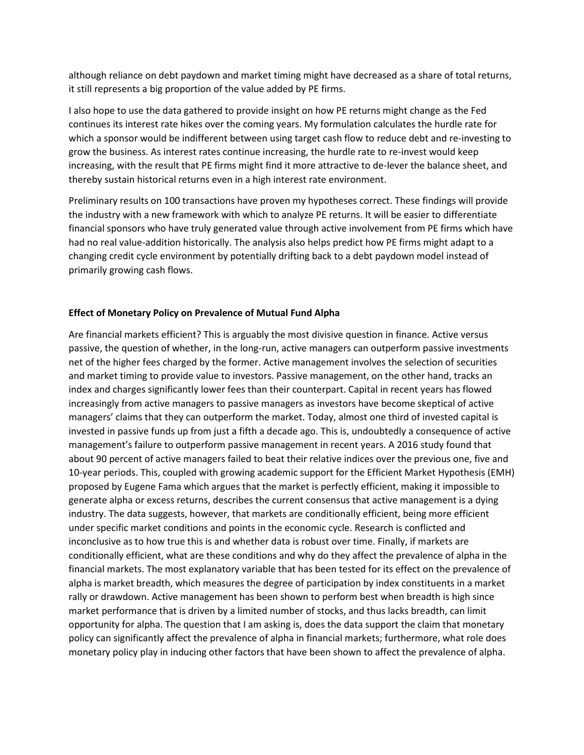although reliance on debt paydown and market timing might have decreased as a share of total returns, it still represents a big proportion of the value added by PE firms.

I also hope to use the data gathered to provide insight on how PE returns might change as the Fed continues its interest rate hikes over the coming years. My formulation calculates the hurdle rate for which a sponsor would be indifferent between using target cash flow to reduce debt and re-investing to grow the business. As interest rates continue increasing, the hurdle rate to re-invest would keep increasing, with the result that PE firms might find it more attractive to de-lever the balance sheet, and thereby sustain historical returns even in a high interest rate environment.

Preliminary results on 100 transactions have proven my hypotheses correct. These findings will provide the industry with a new framework with which to analyze PE returns. It will be easier to differentiate financial sponsors who have truly generated value through active involvement from PE firms which have had no real value-addition historically. The analysis also helps predict how PE firms might adapt to a changing credit cycle environment by potentially drifting back to a debt paydown model instead of primarily growing cash flows.

**Effect of Monetary Policy on Prevalence of Mutual Fund Alpha**

Are financial markets efficient? This is arguably the most divisive question in finance. Active versus passive, the question of whether, in the long-run, active managers can outperform passive investments net of the higher fees charged by the former. Active management involves the selection of securities and market timing to provide value to investors. Passive management, on the other hand, tracks an index and charges significantly lower fees than their counterpart. Capital in recent years has flowed increasingly from active managers to passive managers as investors have become skeptical of active managers' claims that they can outperform the market. Today, almost one third of invested capital is invested in passive funds up from just a fifth a decade ago. This is, undoubtedly a consequence of active management's failure to outperform passive management in recent years. A 2016 study found that about 90 percent of active managers failed to beat their relative indices over the previous one, five and 10-year periods. This, coupled with growing academic support for the Efficient Market Hypothesis (EMH) proposed by Eugene Fama which argues that the market is perfectly efficient, making it impossible to generate alpha or excess returns, describes the current consensus that active management is a dying industry. The data suggests, however, that markets are conditionally efficient, being more efficient under specific market conditions and points in the economic cycle. Research is conflicted and inconclusive as to how true this is and whether data is robust over time. Finally, if markets are conditionally efficient, what are these conditions and why do they affect the prevalence of alpha in the financial markets. The most explanatory variable that has been tested for its effect on the prevalence of alpha is market breadth, which measures the degree of participation by index constituents in a market rally or drawdown. Active management has been shown to perform best when breadth is high since market performance that is driven by a limited number of stocks, and thus lacks breadth, can limit opportunity for alpha. The question that I am asking is, does the data support the claim that monetary policy can significantly affect the prevalence of alpha in financial markets; furthermore, what role does monetary policy play in inducing other factors that have been shown to affect the prevalence of alpha.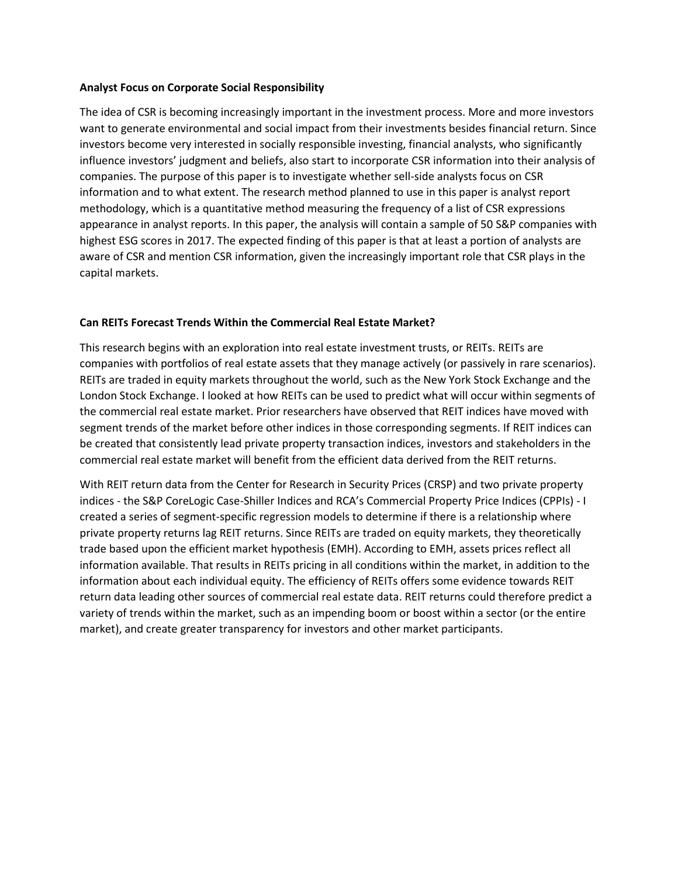### Analyst Focus on Corporate Social Responsibility

The idea of CSR is becoming increasingly important in the investment process. More and more investors want to generate environmental and social impact from their investments besides financial return. Since investors become very interested in socially responsible investing, financial analysts, who significantly influence investors' judgment and beliefs, also start to incorporate CSR information into their analysis of companies. The purpose of this paper is to investigate whether sell-side analysts focus on CSR information and to what extent. The research method planned to use in this paper is analyst report methodology, which is a quantitative method measuring the frequency of a list of CSR expressions appearance in analyst reports. In this paper, the analysis will contain a sample of 50 S&P companies with highest ESG scores in 2017. The expected finding of this paper is that at least a portion of analysts are aware of CSR and mention CSR information, given the increasingly important role that CSR plays in the capital markets.

### Can REITs Forecast Trends Within the Commercial Real Estate Market?

This research begins with an exploration into real estate investment trusts, or REITs. REITs are companies with portfolios of real estate assets that they manage actively (or passively in rare scenarios). REITs are traded in equity markets throughout the world, such as the New York Stock Exchange and the London Stock Exchange. I looked at how REITs can be used to predict what will occur within segments of the commercial real estate market. Prior researchers have observed that REIT indices have moved with segment trends of the market before other indices in those corresponding segments. If REIT indices can be created that consistently lead private property transaction indices, investors and stakeholders in the commercial real estate market will benefit from the efficient data derived from the REIT returns.

With REIT return data from the Center for Research in Security Prices (CRSP) and two private property indices - the S&P CoreLogic Case-Shiller Indices and RCA's Commercial Property Price Indices (CPPIs) - I created a series of segment-specific regression models to determine if there is a relationship where private property returns lag REIT returns. Since REITs are traded on equity markets, they theoretically trade based upon the efficient market hypothesis (EMH). According to EMH, assets prices reflect all information available. That results in REITs pricing in all conditions within the market, in addition to the information about each individual equity. The efficiency of REITs offers some evidence towards REIT return data leading other sources of commercial real estate data. REIT returns could therefore predict a variety of trends within the market, such as an impending boom or boost within a sector (or the entire market), and create greater transparency for investors and other market participants.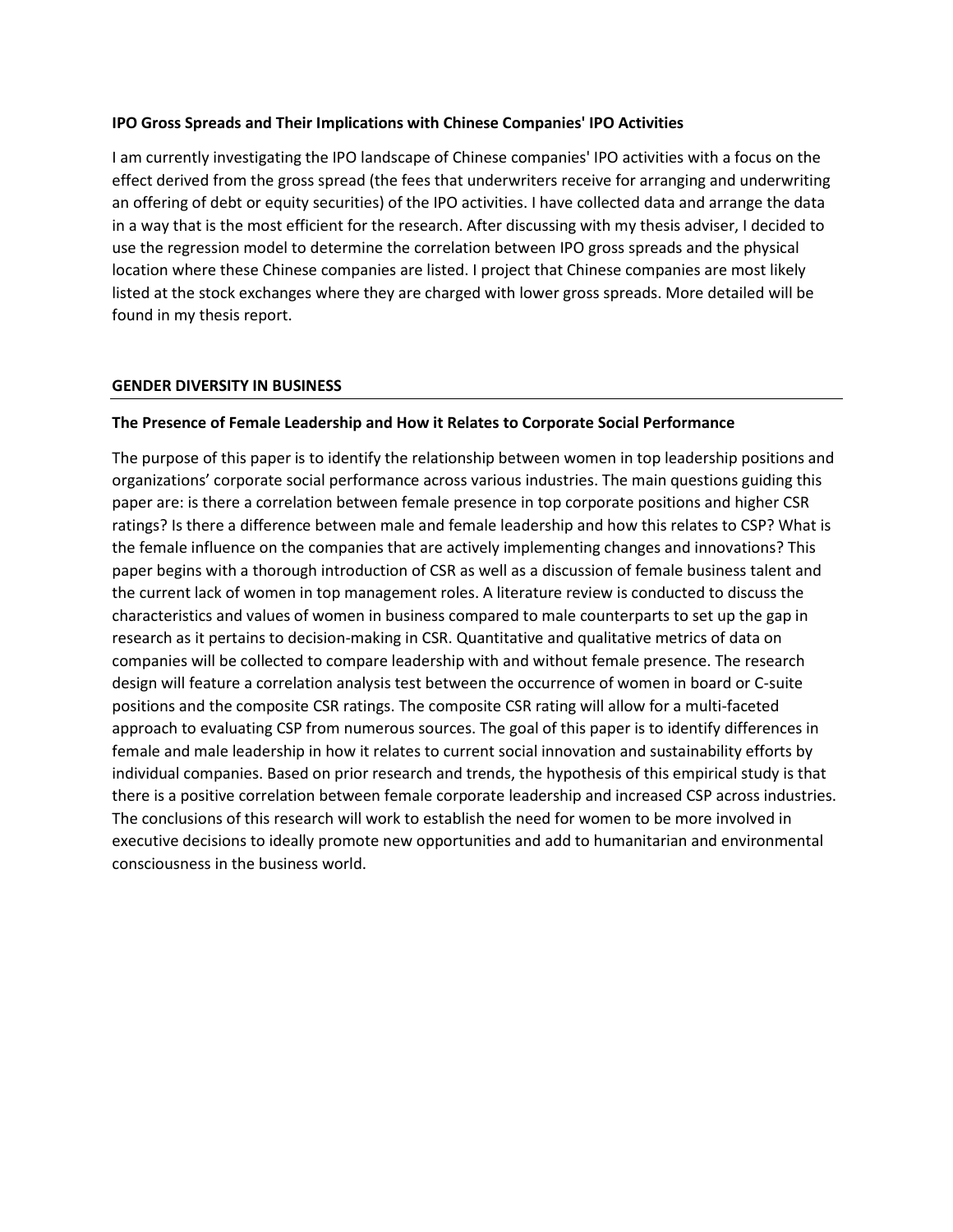### IPO Gross Spreads and Their Implications with Chinese Companies' IPO Activities

I am currently investigating the IPO landscape of Chinese companies' IPO activities with a focus on the effect derived from the gross spread (the fees that underwriters receive for arranging and underwriting an offering of debt or equity securities) of the IPO activities. I have collected data and arrange the data in a way that is the most efficient for the research. After discussing with my thesis adviser, I decided to use the regression model to determine the correlation between IPO gross spreads and the physical location where these Chinese companies are listed. I project that Chinese companies are most likely listed at the stock exchanges where they are charged with lower gross spreads. More detailed will be found in my thesis report.

## GENDER DIVERSITY IN BUSINESS

### The Presence of Female Leadership and How it Relates to Corporate Social Performance

The purpose of this paper is to identify the relationship between women in top leadership positions and organizations' corporate social performance across various industries. The main questions guiding this paper are: is there a correlation between female presence in top corporate positions and higher CSR ratings? Is there a difference between male and female leadership and how this relates to CSP? What is the female influence on the companies that are actively implementing changes and innovations? This paper begins with a thorough introduction of CSR as well as a discussion of female business talent and the current lack of women in top management roles. A literature review is conducted to discuss the characteristics and values of women in business compared to male counterparts to set up the gap in research as it pertains to decision-making in CSR. Quantitative and qualitative metrics of data on companies will be collected to compare leadership with and without female presence. The research design will feature a correlation analysis test between the occurrence of women in board or C-suite positions and the composite CSR ratings. The composite CSR rating will allow for a multi-faceted approach to evaluating CSP from numerous sources. The goal of this paper is to identify differences in female and male leadership in how it relates to current social innovation and sustainability efforts by individual companies. Based on prior research and trends, the hypothesis of this empirical study is that there is a positive correlation between female corporate leadership and increased CSP across industries. The conclusions of this research will work to establish the need for women to be more involved in executive decisions to ideally promote new opportunities and add to humanitarian and environmental consciousness in the business world.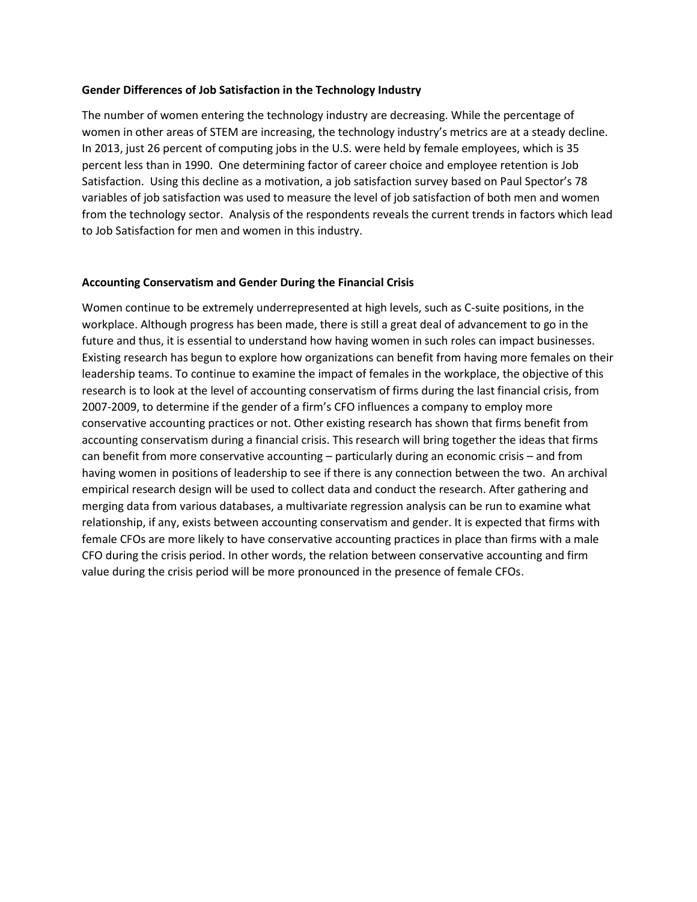### Gender Differences of Job Satisfaction in the Technology Industry

The number of women entering the technology industry are decreasing. While the percentage of women in other areas of STEM are increasing, the technology industry's metrics are at a steady decline. In 2013, just 26 percent of computing jobs in the U.S. were held by female employees, which is 35 percent less than in 1990. One determining factor of career choice and employee retention is Job Satisfaction. Using this decline as a motivation, a job satisfaction survey based on Paul Spector's 78 variables of job satisfaction was used to measure the level of job satisfaction of both men and women from the technology sector. Analysis of the respondents reveals the current trends in factors which lead to Job Satisfaction for men and women in this industry.

### Accounting Conservatism and Gender During the Financial Crisis

Women continue to be extremely underrepresented at high levels, such as C-suite positions, in the workplace. Although progress has been made, there is still a great deal of advancement to go in the future and thus, it is essential to understand how having women in such roles can impact businesses. Existing research has begun to explore how organizations can benefit from having more females on their leadership teams. To continue to examine the impact of females in the workplace, the objective of this research is to look at the level of accounting conservatism of firms during the last financial crisis, from 2007-2009, to determine if the gender of a firm's CFO influences a company to employ more conservative accounting practices or not. Other existing research has shown that firms benefit from accounting conservatism during a financial crisis. This research will bring together the ideas that firms can benefit from more conservative accounting – particularly during an economic crisis – and from having women in positions of leadership to see if there is any connection between the two. An archival empirical research design will be used to collect data and conduct the research. After gathering and merging data from various databases, a multivariate regression analysis can be run to examine what relationship, if any, exists between accounting conservatism and gender. It is expected that firms with female CFOs are more likely to have conservative accounting practices in place than firms with a male CFO during the crisis period. In other words, the relation between conservative accounting and firm value during the crisis period will be more pronounced in the presence of female CFOs.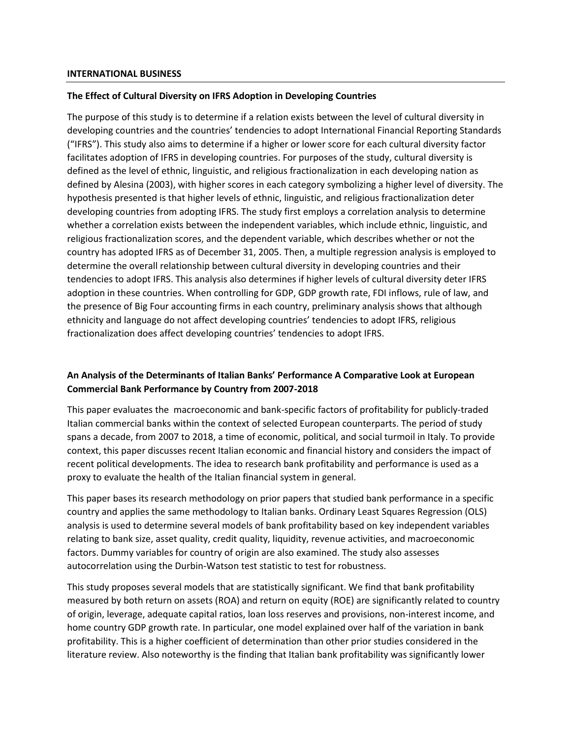**INTERNATIONAL BUSINESS**

**The Effect of Cultural Diversity on IFRS Adoption in Developing Countries**

The purpose of this study is to determine if a relation exists between the level of cultural diversity in developing countries and the countries' tendencies to adopt International Financial Reporting Standards ("IFRS"). This study also aims to determine if a higher or lower score for each cultural diversity factor facilitates adoption of IFRS in developing countries. For purposes of the study, cultural diversity is defined as the level of ethnic, linguistic, and religious fractionalization in each developing nation as defined by Alesina (2003), with higher scores in each category symbolizing a higher level of diversity. The hypothesis presented is that higher levels of ethnic, linguistic, and religious fractionalization deter developing countries from adopting IFRS. The study first employs a correlation analysis to determine whether a correlation exists between the independent variables, which include ethnic, linguistic, and religious fractionalization scores, and the dependent variable, which describes whether or not the country has adopted IFRS as of December 31, 2005. Then, a multiple regression analysis is employed to determine the overall relationship between cultural diversity in developing countries and their tendencies to adopt IFRS. This analysis also determines if higher levels of cultural diversity deter IFRS adoption in these countries. When controlling for GDP, GDP growth rate, FDI inflows, rule of law, and the presence of Big Four accounting firms in each country, preliminary analysis shows that although ethnicity and language do not affect developing countries' tendencies to adopt IFRS, religious fractionalization does affect developing countries' tendencies to adopt IFRS.

**An Analysis of the Determinants of Italian Banks' Performance A Comparative Look at European Commercial Bank Performance by Country from 2007-2018**

This paper evaluates the macroeconomic and bank-specific factors of profitability for publicly-traded Italian commercial banks within the context of selected European counterparts. The period of study spans a decade, from 2007 to 2018, a time of economic, political, and social turmoil in Italy. To provide context, this paper discusses recent Italian economic and financial history and considers the impact of recent political developments. The idea to research bank profitability and performance is used as a proxy to evaluate the health of the Italian financial system in general.

This paper bases its research methodology on prior papers that studied bank performance in a specific country and applies the same methodology to Italian banks. Ordinary Least Squares Regression (OLS) analysis is used to determine several models of bank profitability based on key independent variables relating to bank size, asset quality, credit quality, liquidity, revenue activities, and macroeconomic factors. Dummy variables for country of origin are also examined. The study also assesses autocorrelation using the Durbin-Watson test statistic to test for robustness.

This study proposes several models that are statistically significant. We find that bank profitability measured by both return on assets (ROA) and return on equity (ROE) are significantly related to country of origin, leverage, adequate capital ratios, loan loss reserves and provisions, non-interest income, and home country GDP growth rate. In particular, one model explained over half of the variation in bank profitability. This is a higher coefficient of determination than other prior studies considered in the literature review. Also noteworthy is the finding that Italian bank profitability was significantly lower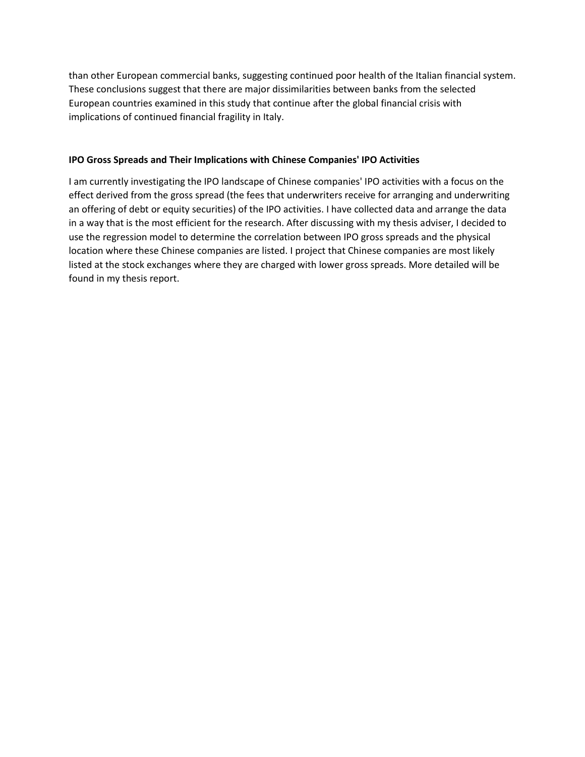than other European commercial banks, suggesting continued poor health of the Italian financial system. These conclusions suggest that there are major dissimilarities between banks from the selected European countries examined in this study that continue after the global financial crisis with implications of continued financial fragility in Italy.

**IPO Gross Spreads and Their Implications with Chinese Companies' IPO Activities**

I am currently investigating the IPO landscape of Chinese companies' IPO activities with a focus on the effect derived from the gross spread (the fees that underwriters receive for arranging and underwriting an offering of debt or equity securities) of the IPO activities. I have collected data and arrange the data in a way that is the most efficient for the research. After discussing with my thesis adviser, I decided to use the regression model to determine the correlation between IPO gross spreads and the physical location where these Chinese companies are listed. I project that Chinese companies are most likely listed at the stock exchanges where they are charged with lower gross spreads. More detailed will be found in my thesis report.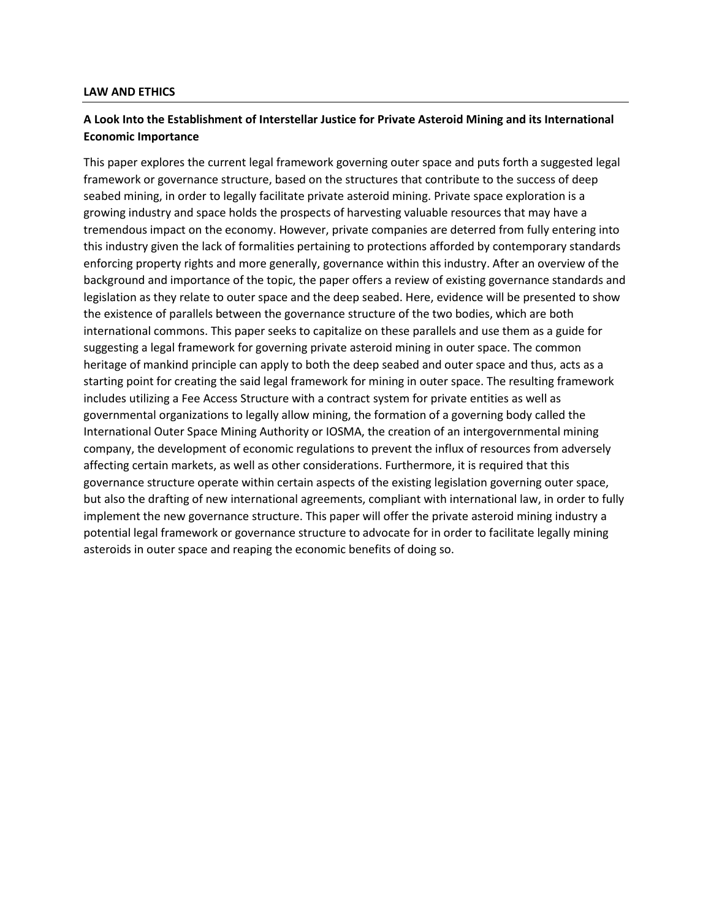**LAW AND ETHICS**

**A Look Into the Establishment of Interstellar Justice for Private Asteroid Mining and its International Economic Importance**

This paper explores the current legal framework governing outer space and puts forth a suggested legal framework or governance structure, based on the structures that contribute to the success of deep seabed mining, in order to legally facilitate private asteroid mining. Private space exploration is a growing industry and space holds the prospects of harvesting valuable resources that may have a tremendous impact on the economy. However, private companies are deterred from fully entering into this industry given the lack of formalities pertaining to protections afforded by contemporary standards enforcing property rights and more generally, governance within this industry. After an overview of the background and importance of the topic, the paper offers a review of existing governance standards and legislation as they relate to outer space and the deep seabed. Here, evidence will be presented to show the existence of parallels between the governance structure of the two bodies, which are both international commons. This paper seeks to capitalize on these parallels and use them as a guide for suggesting a legal framework for governing private asteroid mining in outer space. The common heritage of mankind principle can apply to both the deep seabed and outer space and thus, acts as a starting point for creating the said legal framework for mining in outer space. The resulting framework includes utilizing a Fee Access Structure with a contract system for private entities as well as governmental organizations to legally allow mining, the formation of a governing body called the International Outer Space Mining Authority or IOSMA, the creation of an intergovernmental mining company, the development of economic regulations to prevent the influx of resources from adversely affecting certain markets, as well as other considerations. Furthermore, it is required that this governance structure operate within certain aspects of the existing legislation governing outer space, but also the drafting of new international agreements, compliant with international law, in order to fully implement the new governance structure. This paper will offer the private asteroid mining industry a potential legal framework or governance structure to advocate for in order to facilitate legally mining asteroids in outer space and reaping the economic benefits of doing so.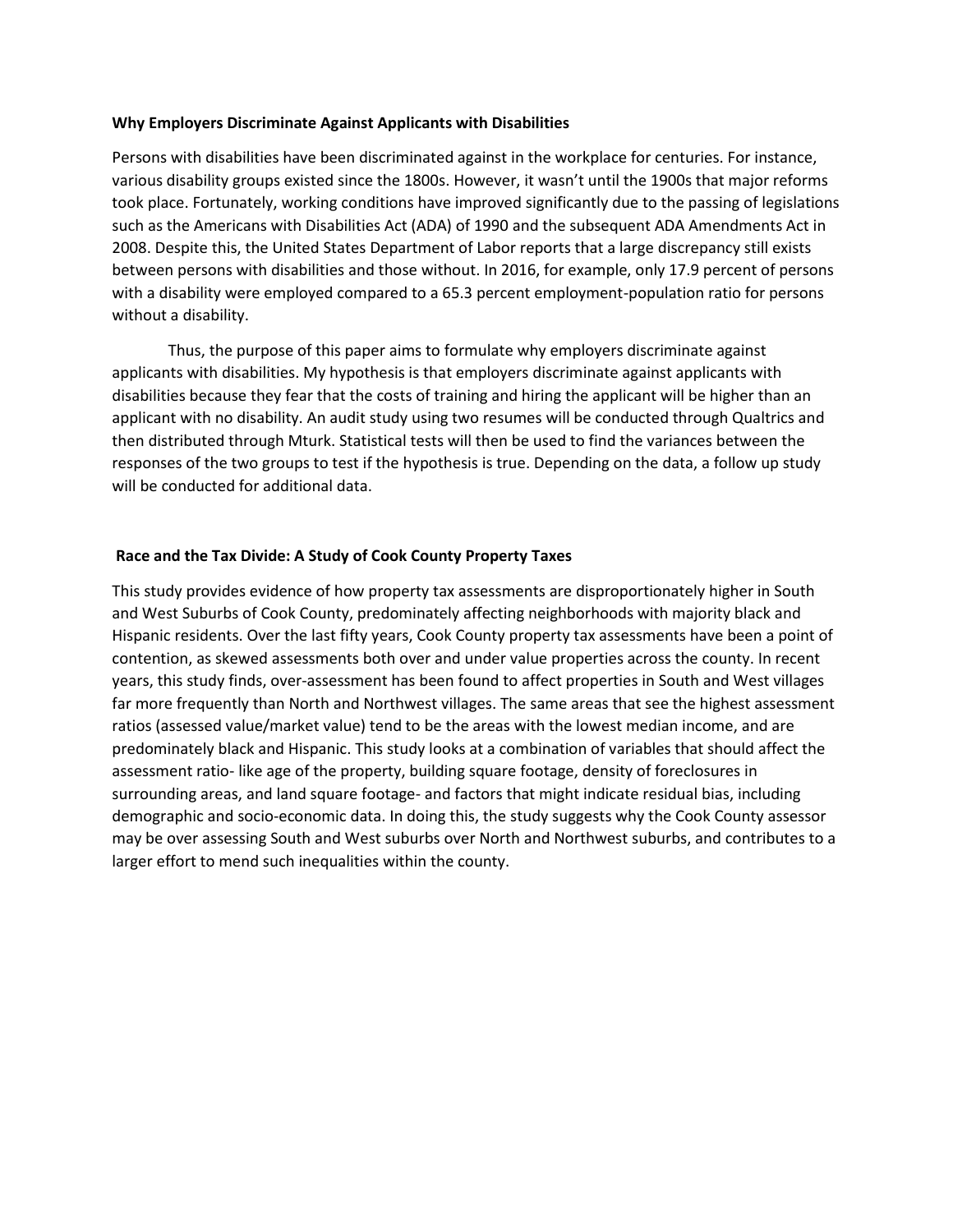**Why Employers Discriminate Against Applicants with Disabilities**

Persons with disabilities have been discriminated against in the workplace for centuries. For instance, various disability groups existed since the 1800s. However, it wasn't until the 1900s that major reforms took place. Fortunately, working conditions have improved significantly due to the passing of legislations such as the Americans with Disabilities Act (ADA) of 1990 and the subsequent ADA Amendments Act in 2008. Despite this, the United States Department of Labor reports that a large discrepancy still exists between persons with disabilities and those without. In 2016, for example, only 17.9 percent of persons with a disability were employed compared to a 65.3 percent employment-population ratio for persons without a disability.

Thus, the purpose of this paper aims to formulate why employers discriminate against applicants with disabilities. My hypothesis is that employers discriminate against applicants with disabilities because they fear that the costs of training and hiring the applicant will be higher than an applicant with no disability. An audit study using two resumes will be conducted through Qualtrics and then distributed through Mturk. Statistical tests will then be used to find the variances between the responses of the two groups to test if the hypothesis is true. Depending on the data, a follow up study will be conducted for additional data.

**Race and the Tax Divide: A Study of Cook County Property Taxes**

This study provides evidence of how property tax assessments are disproportionately higher in South and West Suburbs of Cook County, predominately affecting neighborhoods with majority black and Hispanic residents. Over the last fifty years, Cook County property tax assessments have been a point of contention, as skewed assessments both over and under value properties across the county. In recent years, this study finds, over-assessment has been found to affect properties in South and West villages far more frequently than North and Northwest villages. The same areas that see the highest assessment ratios (assessed value/market value) tend to be the areas with the lowest median income, and are predominately black and Hispanic. This study looks at a combination of variables that should affect the assessment ratio- like age of the property, building square footage, density of foreclosures in surrounding areas, and land square footage- and factors that might indicate residual bias, including demographic and socio-economic data. In doing this, the study suggests why the Cook County assessor may be over assessing South and West suburbs over North and Northwest suburbs, and contributes to a larger effort to mend such inequalities within the county.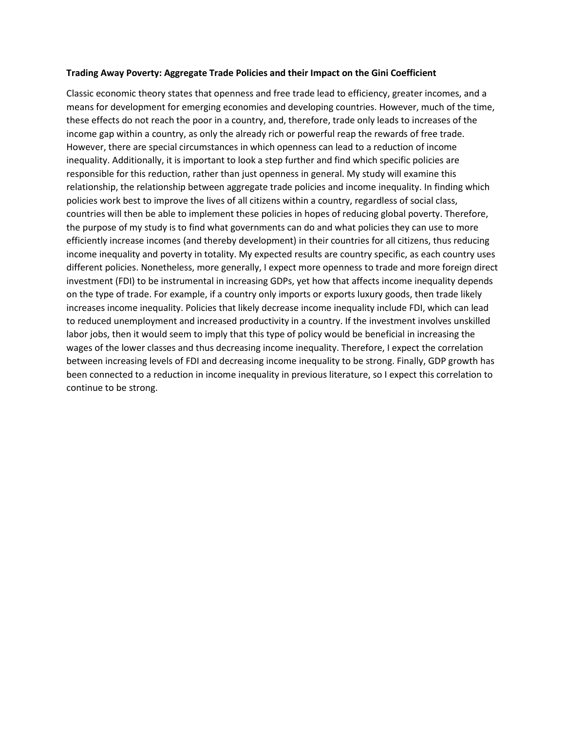**Trading Away Poverty: Aggregate Trade Policies and their Impact on the Gini Coefficient**

Classic economic theory states that openness and free trade lead to efficiency, greater incomes, and a means for development for emerging economies and developing countries. However, much of the time, these effects do not reach the poor in a country, and, therefore, trade only leads to increases of the income gap within a country, as only the already rich or powerful reap the rewards of free trade. However, there are special circumstances in which openness can lead to a reduction of income inequality. Additionally, it is important to look a step further and find which specific policies are responsible for this reduction, rather than just openness in general. My study will examine this relationship, the relationship between aggregate trade policies and income inequality. In finding which policies work best to improve the lives of all citizens within a country, regardless of social class, countries will then be able to implement these policies in hopes of reducing global poverty. Therefore, the purpose of my study is to find what governments can do and what policies they can use to more efficiently increase incomes (and thereby development) in their countries for all citizens, thus reducing income inequality and poverty in totality. My expected results are country specific, as each country uses different policies. Nonetheless, more generally, I expect more openness to trade and more foreign direct investment (FDI) to be instrumental in increasing GDPs, yet how that affects income inequality depends on the type of trade. For example, if a country only imports or exports luxury goods, then trade likely increases income inequality. Policies that likely decrease income inequality include FDI, which can lead to reduced unemployment and increased productivity in a country. If the investment involves unskilled labor jobs, then it would seem to imply that this type of policy would be beneficial in increasing the wages of the lower classes and thus decreasing income inequality. Therefore, I expect the correlation between increasing levels of FDI and decreasing income inequality to be strong. Finally, GDP growth has been connected to a reduction in income inequality in previous literature, so I expect this correlation to continue to be strong.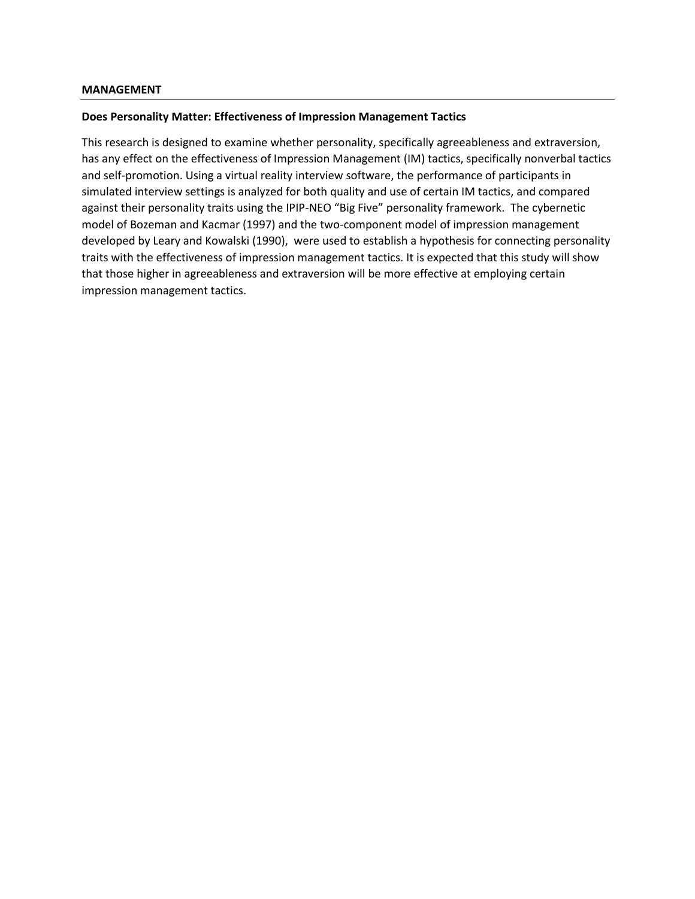**MANAGEMENT**

**Does Personality Matter: Effectiveness of Impression Management Tactics**

This research is designed to examine whether personality, specifically agreeableness and extraversion, has any effect on the effectiveness of Impression Management (IM) tactics, specifically nonverbal tactics and self-promotion. Using a virtual reality interview software, the performance of participants in simulated interview settings is analyzed for both quality and use of certain IM tactics, and compared against their personality traits using the IPIP-NEO "Big Five" personality framework. The cybernetic model of Bozeman and Kacmar (1997) and the two-component model of impression management developed by Leary and Kowalski (1990), were used to establish a hypothesis for connecting personality traits with the effectiveness of impression management tactics. It is expected that this study will show that those higher in agreeableness and extraversion will be more effective at employing certain impression management tactics.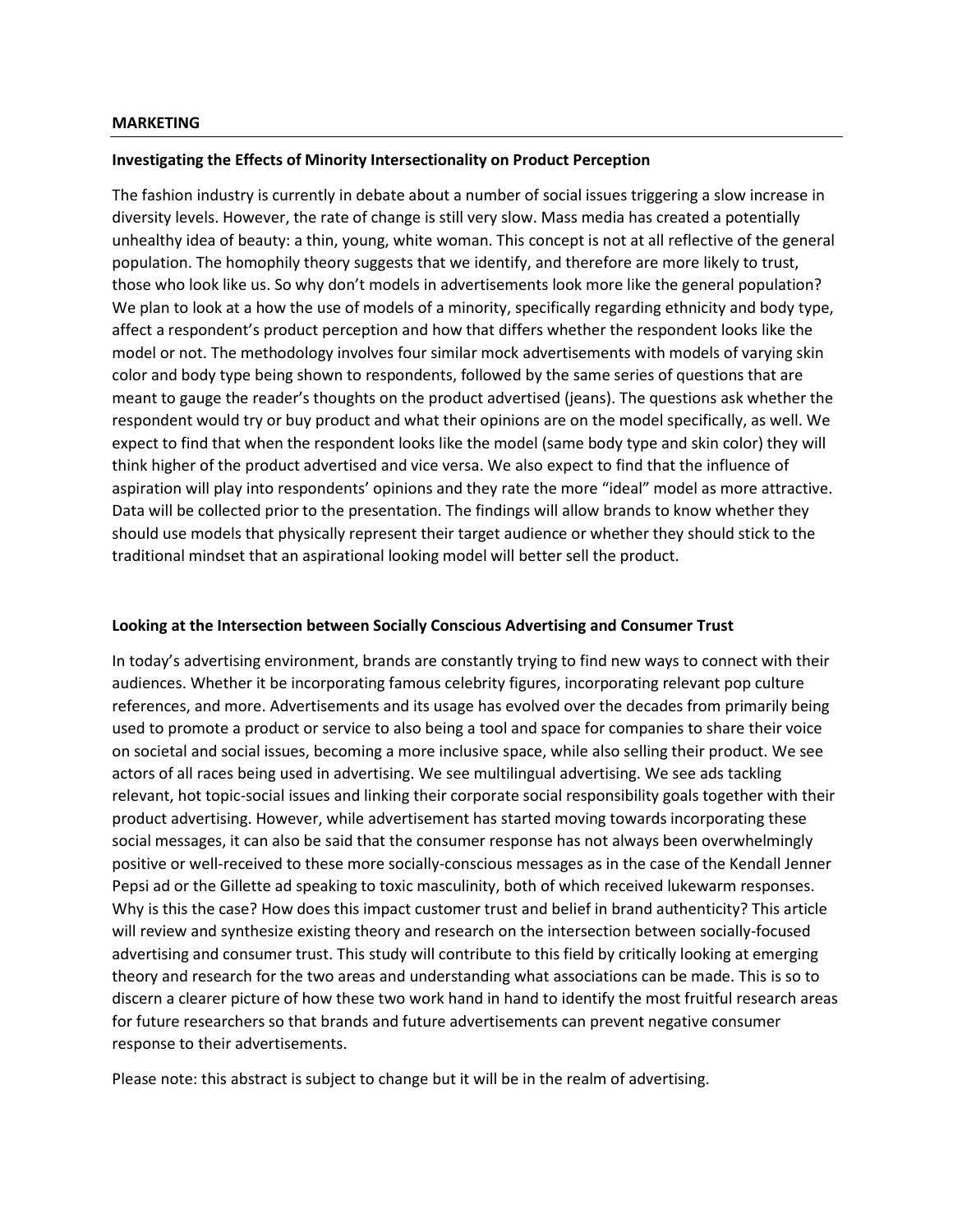## MARKETING

### Investigating the Effects of Minority Intersectionality on Product Perception

The fashion industry is currently in debate about a number of social issues triggering a slow increase in diversity levels. However, the rate of change is still very slow. Mass media has created a potentially unhealthy idea of beauty: a thin, young, white woman. This concept is not at all reflective of the general population. The homophily theory suggests that we identify, and therefore are more likely to trust, those who look like us. So why don't models in advertisements look more like the general population? We plan to look at a how the use of models of a minority, specifically regarding ethnicity and body type, affect a respondent's product perception and how that differs whether the respondent looks like the model or not. The methodology involves four similar mock advertisements with models of varying skin color and body type being shown to respondents, followed by the same series of questions that are meant to gauge the reader's thoughts on the product advertised (jeans). The questions ask whether the respondent would try or buy product and what their opinions are on the model specifically, as well. We expect to find that when the respondent looks like the model (same body type and skin color) they will think higher of the product advertised and vice versa. We also expect to find that the influence of aspiration will play into respondents' opinions and they rate the more "ideal" model as more attractive. Data will be collected prior to the presentation. The findings will allow brands to know whether they should use models that physically represent their target audience or whether they should stick to the traditional mindset that an aspirational looking model will better sell the product.

### Looking at the Intersection between Socially Conscious Advertising and Consumer Trust

In today's advertising environment, brands are constantly trying to find new ways to connect with their audiences. Whether it be incorporating famous celebrity figures, incorporating relevant pop culture references, and more. Advertisements and its usage has evolved over the decades from primarily being used to promote a product or service to also being a tool and space for companies to share their voice on societal and social issues, becoming a more inclusive space, while also selling their product. We see actors of all races being used in advertising. We see multilingual advertising. We see ads tackling relevant, hot topic-social issues and linking their corporate social responsibility goals together with their product advertising. However, while advertisement has started moving towards incorporating these social messages, it can also be said that the consumer response has not always been overwhelmingly positive or well-received to these more socially-conscious messages as in the case of the Kendall Jenner Pepsi ad or the Gillette ad speaking to toxic masculinity, both of which received lukewarm responses. Why is this the case? How does this impact customer trust and belief in brand authenticity? This article will review and synthesize existing theory and research on the intersection between socially-focused advertising and consumer trust. This study will contribute to this field by critically looking at emerging theory and research for the two areas and understanding what associations can be made. This is so to discern a clearer picture of how these two work hand in hand to identify the most fruitful research areas for future researchers so that brands and future advertisements can prevent negative consumer response to their advertisements.

Please note: this abstract is subject to change but it will be in the realm of advertising.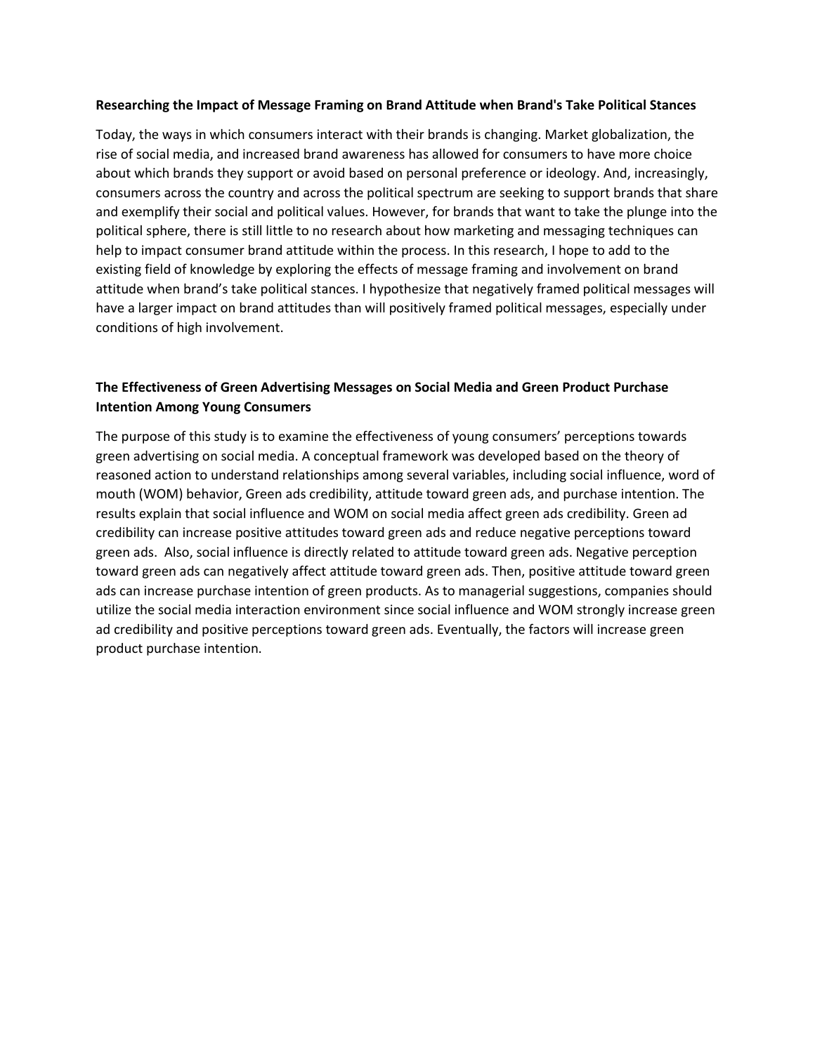**Researching the Impact of Message Framing on Brand Attitude when Brand's Take Political Stances**

Today, the ways in which consumers interact with their brands is changing. Market globalization, the rise of social media, and increased brand awareness has allowed for consumers to have more choice about which brands they support or avoid based on personal preference or ideology. And, increasingly, consumers across the country and across the political spectrum are seeking to support brands that share and exemplify their social and political values. However, for brands that want to take the plunge into the political sphere, there is still little to no research about how marketing and messaging techniques can help to impact consumer brand attitude within the process. In this research, I hope to add to the existing field of knowledge by exploring the effects of message framing and involvement on brand attitude when brand's take political stances. I hypothesize that negatively framed political messages will have a larger impact on brand attitudes than will positively framed political messages, especially under conditions of high involvement.

**The Effectiveness of Green Advertising Messages on Social Media and Green Product Purchase Intention Among Young Consumers**

The purpose of this study is to examine the effectiveness of young consumers' perceptions towards green advertising on social media. A conceptual framework was developed based on the theory of reasoned action to understand relationships among several variables, including social influence, word of mouth (WOM) behavior, Green ads credibility, attitude toward green ads, and purchase intention. The results explain that social influence and WOM on social media affect green ads credibility. Green ad credibility can increase positive attitudes toward green ads and reduce negative perceptions toward green ads. Also, social influence is directly related to attitude toward green ads. Negative perception toward green ads can negatively affect attitude toward green ads. Then, positive attitude toward green ads can increase purchase intention of green products. As to managerial suggestions, companies should utilize the social media interaction environment since social influence and WOM strongly increase green ad credibility and positive perceptions toward green ads. Eventually, the factors will increase green product purchase intention.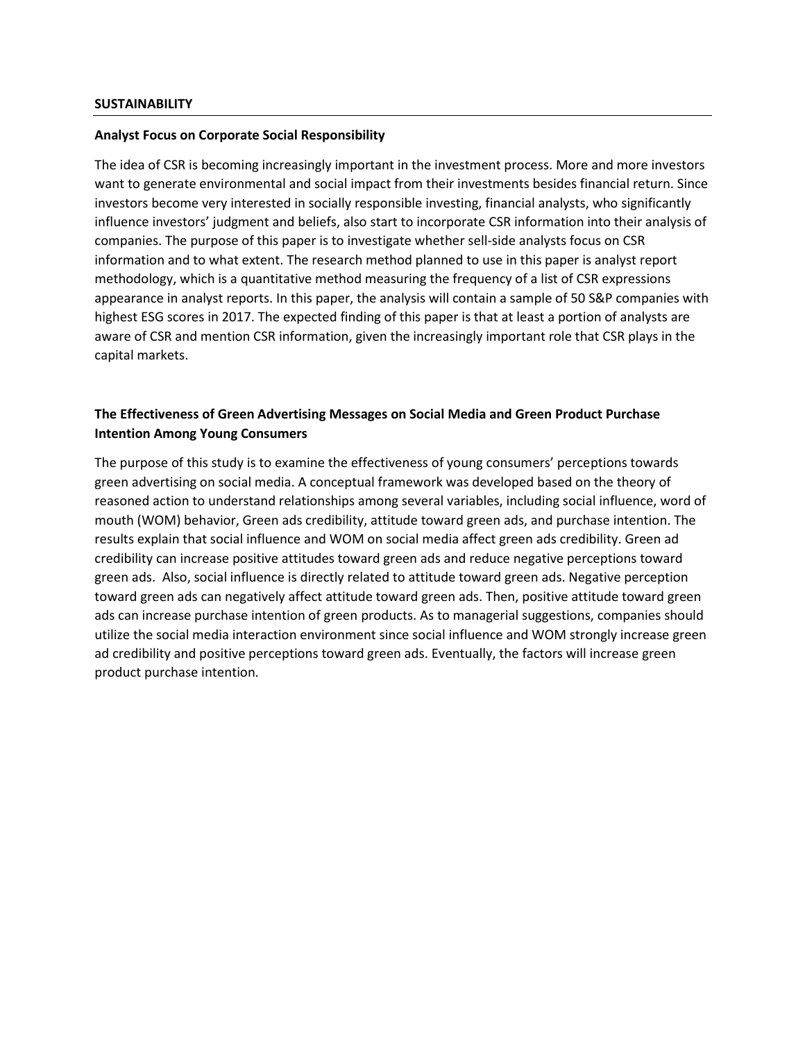## SUSTAINABILITY

### Analyst Focus on Corporate Social Responsibility

The idea of CSR is becoming increasingly important in the investment process. More and more investors want to generate environmental and social impact from their investments besides financial return. Since investors become very interested in socially responsible investing, financial analysts, who significantly influence investors' judgment and beliefs, also start to incorporate CSR information into their analysis of companies. The purpose of this paper is to investigate whether sell-side analysts focus on CSR information and to what extent. The research method planned to use in this paper is analyst report methodology, which is a quantitative method measuring the frequency of a list of CSR expressions appearance in analyst reports. In this paper, the analysis will contain a sample of 50 S&P companies with highest ESG scores in 2017. The expected finding of this paper is that at least a portion of analysts are aware of CSR and mention CSR information, given the increasingly important role that CSR plays in the capital markets.

### The Effectiveness of Green Advertising Messages on Social Media and Green Product Purchase Intention Among Young Consumers

The purpose of this study is to examine the effectiveness of young consumers' perceptions towards green advertising on social media. A conceptual framework was developed based on the theory of reasoned action to understand relationships among several variables, including social influence, word of mouth (WOM) behavior, Green ads credibility, attitude toward green ads, and purchase intention. The results explain that social influence and WOM on social media affect green ads credibility. Green ad credibility can increase positive attitudes toward green ads and reduce negative perceptions toward green ads. Also, social influence is directly related to attitude toward green ads. Negative perception toward green ads can negatively affect attitude toward green ads. Then, positive attitude toward green ads can increase purchase intention of green products. As to managerial suggestions, companies should utilize the social media interaction environment since social influence and WOM strongly increase green ad credibility and positive perceptions toward green ads. Eventually, the factors will increase green product purchase intention.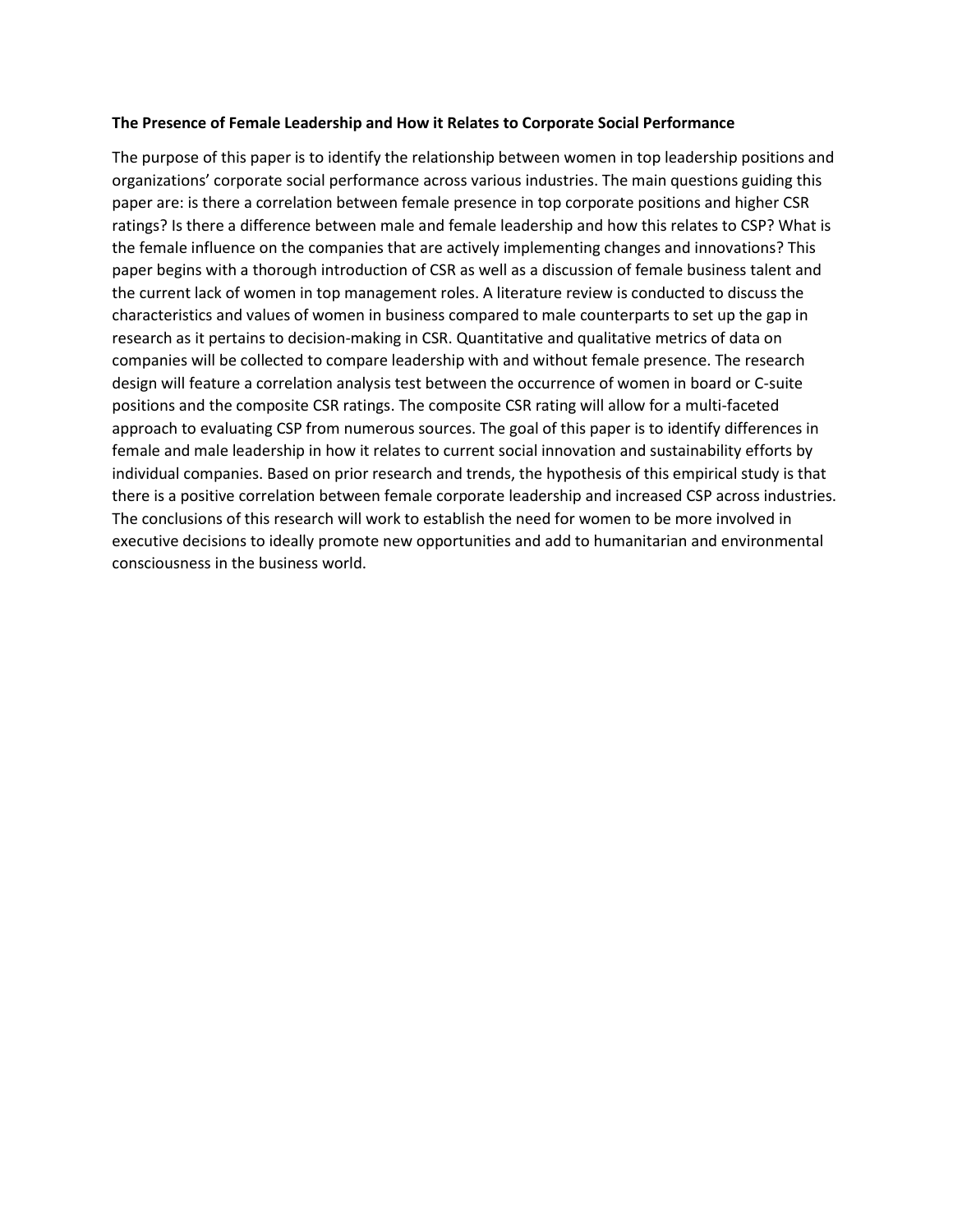**The Presence of Female Leadership and How it Relates to Corporate Social Performance**

The purpose of this paper is to identify the relationship between women in top leadership positions and organizations' corporate social performance across various industries. The main questions guiding this paper are: is there a correlation between female presence in top corporate positions and higher CSR ratings? Is there a difference between male and female leadership and how this relates to CSP? What is the female influence on the companies that are actively implementing changes and innovations? This paper begins with a thorough introduction of CSR as well as a discussion of female business talent and the current lack of women in top management roles. A literature review is conducted to discuss the characteristics and values of women in business compared to male counterparts to set up the gap in research as it pertains to decision-making in CSR. Quantitative and qualitative metrics of data on companies will be collected to compare leadership with and without female presence. The research design will feature a correlation analysis test between the occurrence of women in board or C-suite positions and the composite CSR ratings. The composite CSR rating will allow for a multi-faceted approach to evaluating CSP from numerous sources. The goal of this paper is to identify differences in female and male leadership in how it relates to current social innovation and sustainability efforts by individual companies. Based on prior research and trends, the hypothesis of this empirical study is that there is a positive correlation between female corporate leadership and increased CSP across industries. The conclusions of this research will work to establish the need for women to be more involved in executive decisions to ideally promote new opportunities and add to humanitarian and environmental consciousness in the business world.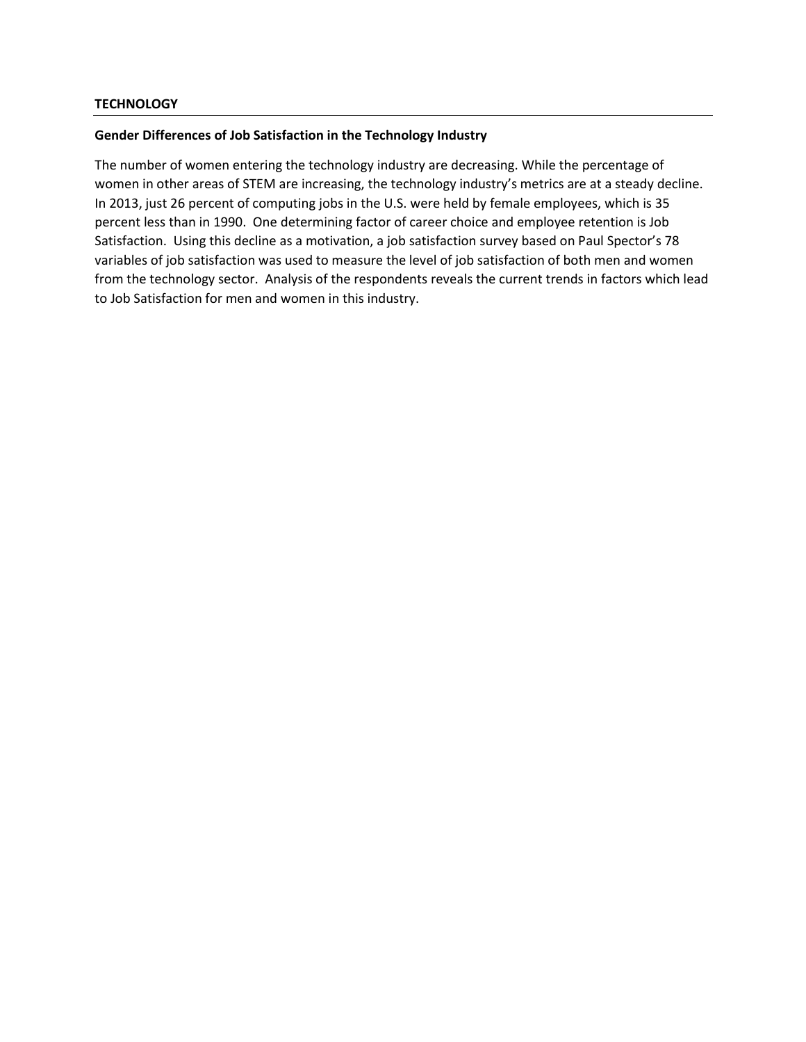**TECHNOLOGY**

---

**Gender Differences of Job Satisfaction in the Technology Industry**

The number of women entering the technology industry are decreasing. While the percentage of women in other areas of STEM are increasing, the technology industry's metrics are at a steady decline. In 2013, just 26 percent of computing jobs in the U.S. were held by female employees, which is 35 percent less than in 1990. One determining factor of career choice and employee retention is Job Satisfaction. Using this decline as a motivation, a job satisfaction survey based on Paul Spector's 78 variables of job satisfaction was used to measure the level of job satisfaction of both men and women from the technology sector. Analysis of the respondents reveals the current trends in factors which lead to Job Satisfaction for men and women in this industry.